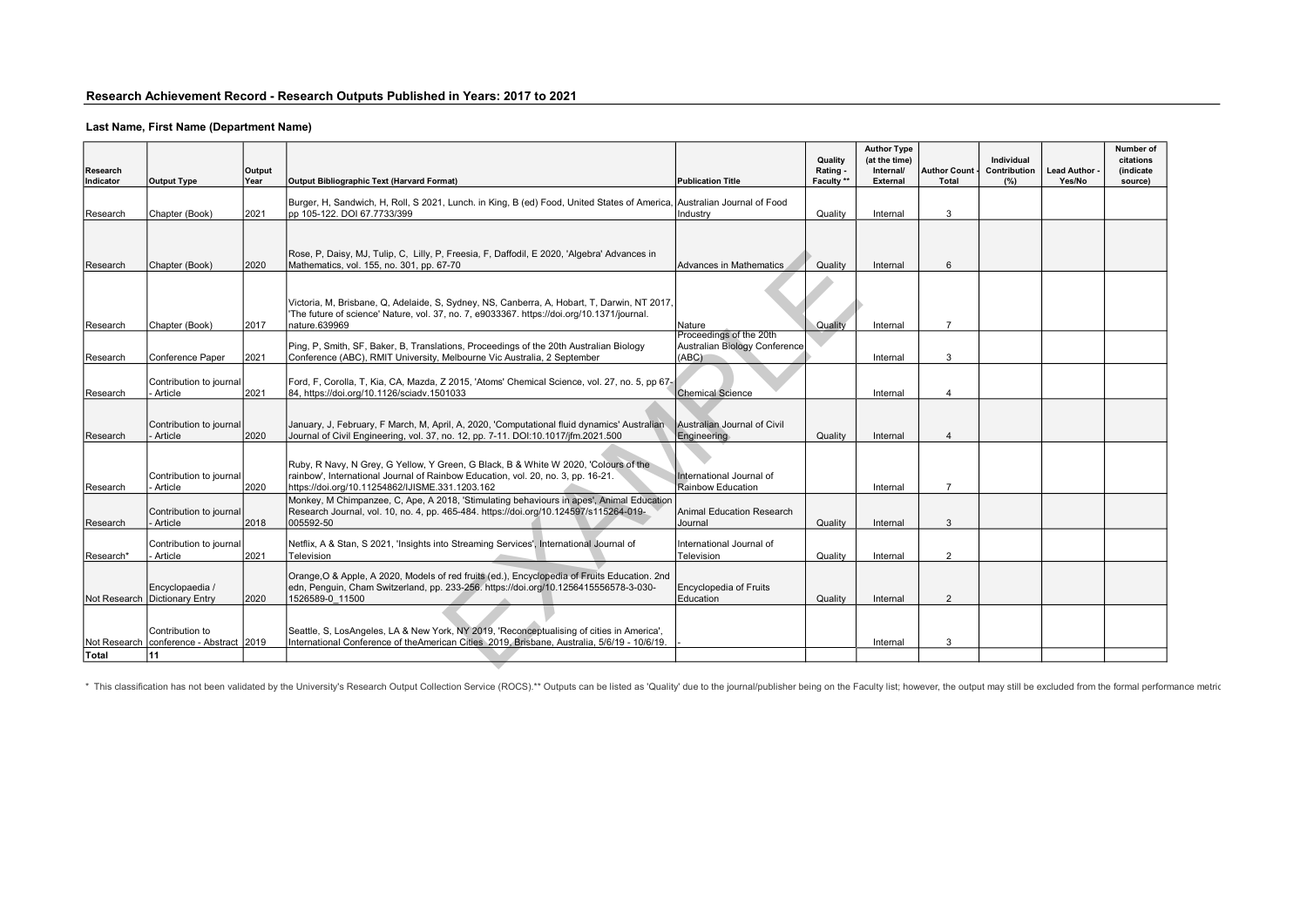## Research Achievement Record - Research Outputs Published in Years: 2017 to 2021

### Last Name, First Name (Department Name)

| Research Indicator | Output Type | Output Year | Output Bibliographic Text (Harvard Format) | Publication Title | Quality Rating - Faculty ** | Author Type (at the time) Internal/ External | Author Count - Total | Individual Contribution (%) | Lead Author - Yes/No | Number of citations (indicate source) |
|---|---|---|---|---|---|---|---|---|---|---|
| Research | Chapter (Book) | 2021 | Burger, H, Sandwich, H, Roll, S 2021, Lunch. in King, B (ed) Food, United States of America, pp 105-122. DOI 67.7733/399 | Australian Journal of Food Industry | Quality | Internal | 3 | | | |
| Research | Chapter (Book) | 2020 | Rose, P, Daisy, MJ, Tulip, C, Lilly, P, Freesia, F, Daffodil, E 2020, 'Algebra' Advances in Mathematics, vol. 155, no. 301, pp. 67-70 | Advances in Mathematics | Quality | Internal | 6 | | | |
| Research | Chapter (Book) | 2017 | Victoria, M, Brisbane, Q, Adelaide, S, Sydney, NS, Canberra, A, Hobart, T, Darwin, NT 2017, 'The future of science' Nature, vol. 37, no. 7, e9033367. https://doi.org/10.1371/journal.nature.639969 | Nature | Quality | Internal | 7 | | | |
| Research | Conference Paper | 2021 | Ping, P, Smith, SF, Baker, B, Translations, Proceedings of the 20th Australian Biology Conference (ABC), RMIT University, Melbourne Vic Australia, 2 September | Proceedings of the 20th Australian Biology Conference (ABC) | | Internal | 3 | | | |
| Research | Contribution to journal - Article | 2021 | Ford, F, Corolla, T, Kia, CA, Mazda, Z 2015, 'Atoms' Chemical Science, vol. 27, no. 5, pp 67-84, https://doi.org/10.1126/sciadv.1501033 | Chemical Science | | Internal | 4 | | | |
| Research | Contribution to journal - Article | 2020 | January, J, February, F March, M, April, A, 2020, 'Computational fluid dynamics' Australian Journal of Civil Engineering, vol. 37, no. 12, pp. 7-11. DOI:10.1017/jfm.2021.500 | Australian Journal of Civil Engineering | Quality | Internal | 4 | | | |
| Research | Contribution to journal - Article | 2020 | Ruby, R Navy, N Grey, G Yellow, Y Green, G Black, B & White W 2020, 'Colours of the rainbow', International Journal of Rainbow Education, vol. 20, no. 3, pp. 16-21. https://doi.org/10.11254862/IJISME.331.1203.162 | International Journal of Rainbow Education | | Internal | 7 | | | |
| Research | Contribution to journal - Article | 2018 | Monkey, M Chimpanzee, C, Ape, A 2018, 'Stimulating behaviours in apes', Animal Education Research Journal, vol. 10, no. 4, pp. 465-484. https://doi.org/10.124597/s115264-019-005592-50 | Animal Education Research Journal | Quality | Internal | 3 | | | |
| Research* | Contribution to journal - Article | 2021 | Netflix, A & Stan, S 2021, 'Insights into Streaming Services', International Journal of Television | International Journal of Television | Quality | Internal | 2 | | | |
| Not Research | Encyclopaedia / Dictionary Entry | 2020 | Orange,O & Apple, A 2020, Models of red fruits (ed.), Encyclopedia of Fruits Education. 2nd edn, Penguin, Cham Switzerland, pp. 233-256. https://doi.org/10.1256415556578-3-030-1526589-0_11500 | Encyclopedia of Fruits Education | Quality | Internal | 2 | | | |
| Not Research | Contribution to conference - Abstract | 2019 | Seattle, S, LosAngeles, LA & New York, NY 2019, 'Reconceptualising of cities in America', International Conference of theAmerican Cities 2019, Brisbane, Australia, 5/6/19 - 10/6/19. | - | | Internal | 3 | | | |
| **Total** | **11** | | | | | | | | | |

\* This classification has not been validated by the University's Research Output Collection Service (ROCS).** Outputs can be listed as 'Quality' due to the journal/publisher being on the Faculty list; however, the output may still be excluded from the formal performance metric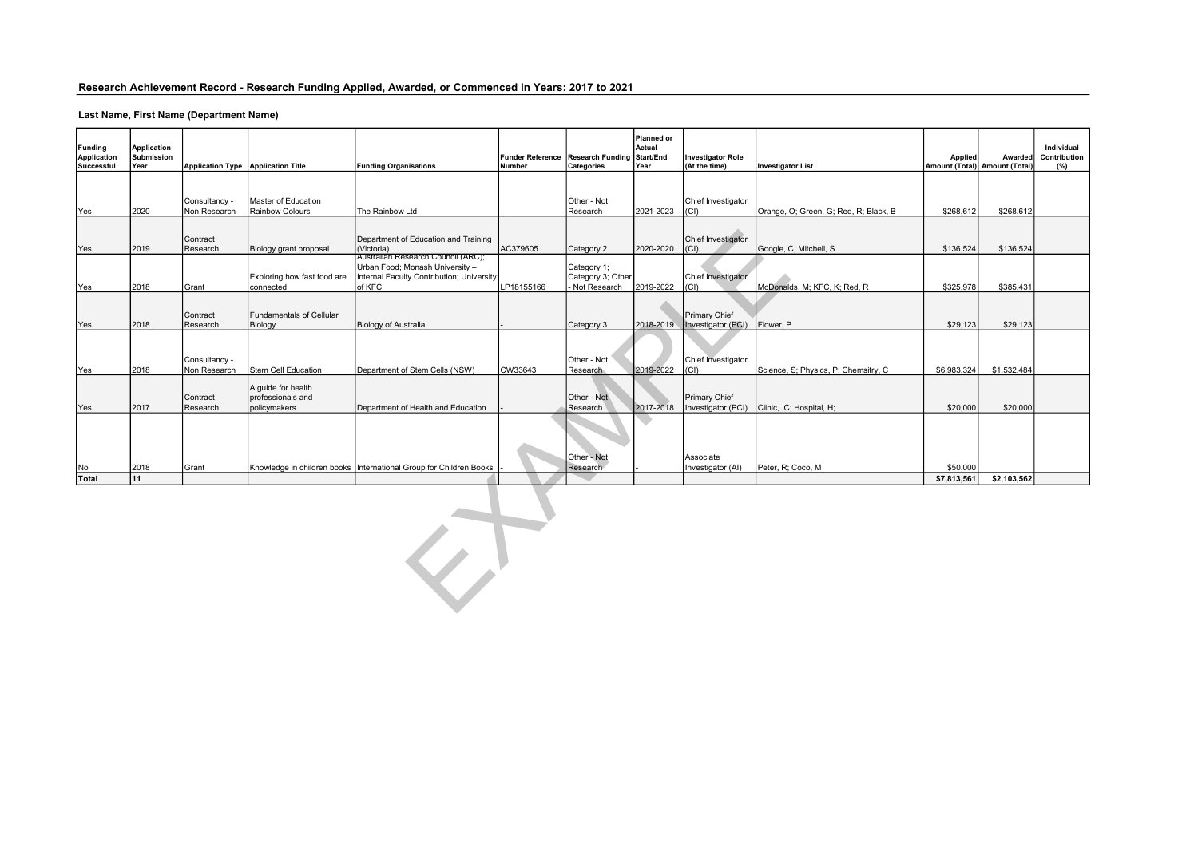**Research Achievement Record - Research Funding Applied, Awarded, or Commenced in Years: 2017 to 2021**

**Last Name, First Name (Department Name)**

| Funding Application Successful | Application Submission Year | Application Type | Application Title | Funding Organisations | Funder Reference Number | Research Funding Categories | Planned or Actual Start/End Year | Investigator Role (At the time) | Investigator List | Applied Amount (Total) | Awarded Amount (Total) | Individual Contribution (%) |
|---|---|---|---|---|---|---|---|---|---|---|---|---|
| Yes | 2020 | Consultancy - Non Research | Master of Education Rainbow Colours | The Rainbow Ltd | - | Other - Not Research | 2021-2023 | Chief Investigator (CI) | Orange, O; Green, G; Red, R; Black, B | $268,612 | $268,612 | |
| Yes | 2019 | Contract Research | Biology grant proposal | Department of Education and Training (Victoria) | AC379605 | Category 2 | 2020-2020 | Chief Investigator (CI) | Google, C, Mitchell, S | $136,524 | $136,524 | |
| Yes | 2018 | Grant | Exploring how fast food are connected | Australian Research Council (ARC); Urban Food; Monash University – Internal Faculty Contribution; University of KFC | LP18155166 | Category 1; Category 3; Other - Not Research | 2019-2022 | Chief Investigator (CI) | McDonalds, M; KFC, K; Red, R | $325,978 | $385,431 | |
| Yes | 2018 | Contract Research | Fundamentals of Cellular Biology | Biology of Australia | - | Category 3 | 2018-2019 | Primary Chief Investigator (PCI) | Flower, P | $29,123 | $29,123 | |
| Yes | 2018 | Consultancy - Non Research | Stem Cell Education | Department of Stem Cells (NSW) | CW33643 | Other - Not Research | 2019-2022 | Chief Investigator (CI) | Science, S; Physics, P; Chemsitry, C | $6,983,324 | $1,532,484 | |
| Yes | 2017 | Contract Research | A guide for health professionals and policymakers | Department of Health and Education | - | Other - Not Research | 2017-2018 | Primary Chief Investigator (PCI) | Clinic, C; Hospital, H; | $20,000 | $20,000 | |
| No | 2018 | Grant | Knowledge in children books | International Group for Children Books | - | Other - Not Research | - | Associate Investigator (AI) | Peter, R; Coco, M | $50,000 | | |
| **Total** | **11** | | | | | | | | | **$7,813,561** | **$2,103,562** | |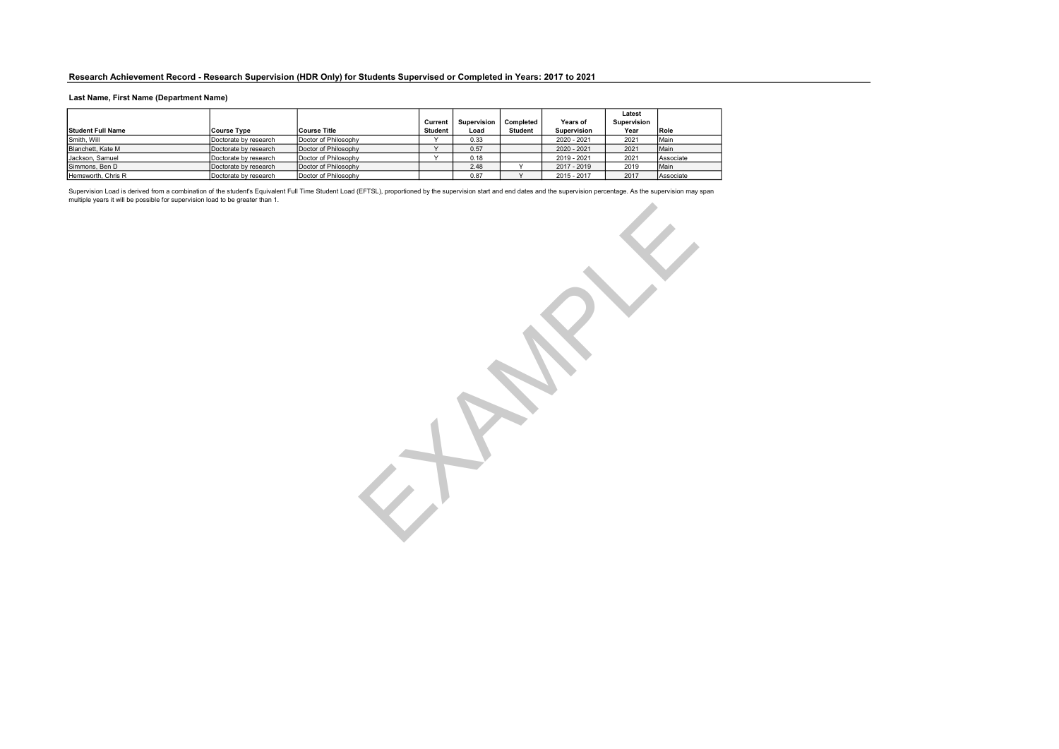## Research Achievement Record - Research Supervision (HDR Only) for Students Supervised or Completed in Years: 2017 to 2021

**Last Name, First Name (Department Name)**

| Student Full Name | Course Type | Course Title | Current Student | Supervision Load | Completed Student | Years of Supervision | Latest Supervision Year | Role |
|---|---|---|---|---|---|---|---|---|
| Smith, Will | Doctorate by research | Doctor of Philosophy | Y | 0.33 | | 2020 - 2021 | 2021 | Main |
| Blanchett, Kate M | Doctorate by research | Doctor of Philosophy | Y | 0.57 | | 2020 - 2021 | 2021 | Main |
| Jackson, Samuel | Doctorate by research | Doctor of Philosophy | Y | 0.18 | | 2019 - 2021 | 2021 | Associate |
| Simmons, Ben D | Doctorate by research | Doctor of Philosophy | | 2.48 | Y | 2017 - 2019 | 2019 | Main |
| Hemsworth, Chris R | Doctorate by research | Doctor of Philosophy | | 0.87 | Y | 2015 - 2017 | 2017 | Associate |

Supervision Load is derived from a combination of the student's Equivalent Full Time Student Load (EFTSL), proportioned by the supervision start and end dates and the supervision percentage. As the supervision may span multiple years it will be possible for supervision load to be greater than 1.

EXAMPLE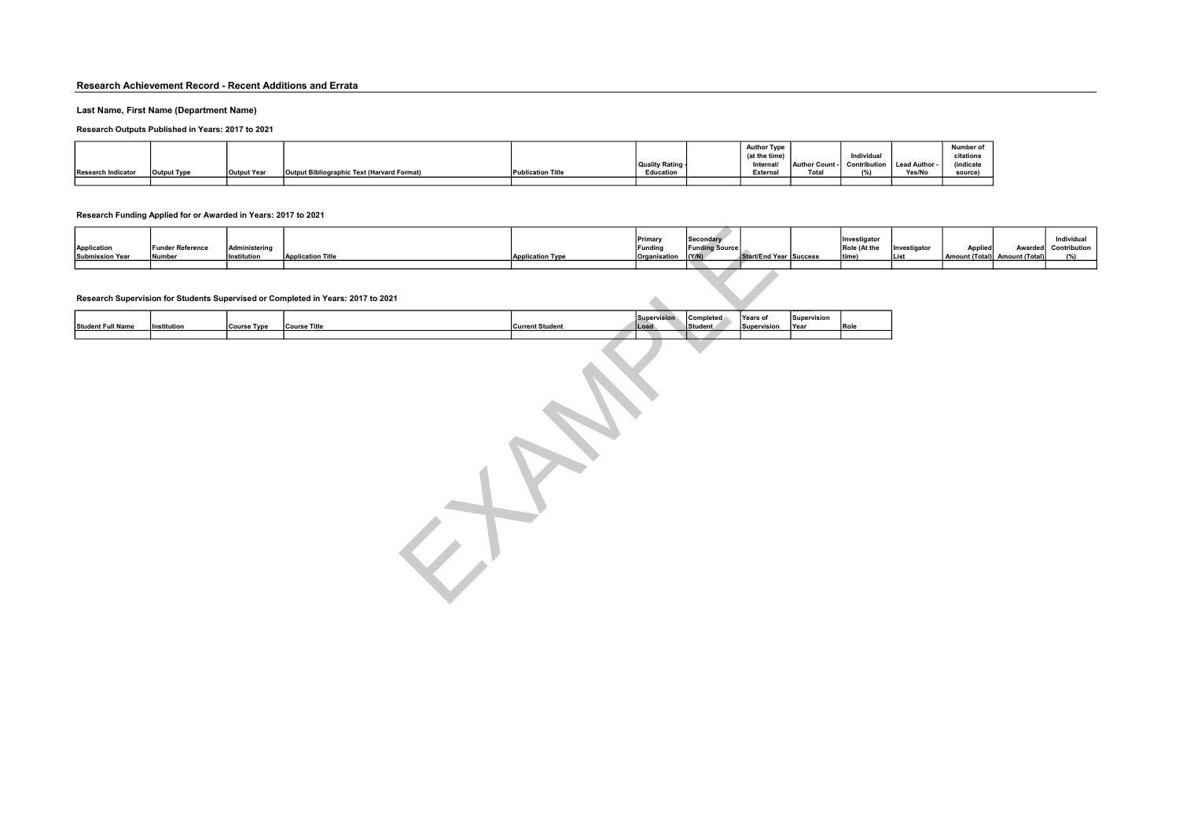## Research Achievement Record - Recent Additions and Errata

**Last Name, First Name (Department Name)**

**Research Outputs Published in Years: 2017 to 2021**

| Research Indicator | Output Type | Output Year | Output Bibliographic Text (Harvard Format) | Publication Title | Quality Rating - Education | | Author Type (at the time) Internal/ External | Author Count - Total | Individual Contribution (%) | Lead Author - Yes/No | Number of citations (indicate source) |
|---|---|---|---|---|---|---|---|---|---|---|---|
| | | | | | | | | | | | |

**Research Funding Applied for or Awarded in Years: 2017 to 2021**

| Application Submission Year | Funder Reference Number | Administering Institution | Application Title | Application Type | Primary Funding Organisation | Secondary Funding Source (Y/N) | Start/End Year | Success | Investigator Role (At the time) | Investigator List | Applied Amount (Total) | Awarded Amount (Total) | Individual Contribution (%) |
|---|---|---|---|---|---|---|---|---|---|---|---|---|---|
| | | | | | | | | | | | | | |

**Research Supervision for Students Supervised or Completed in Years: 2017 to 2021**

| Student Full Name | Institution | Course Type | Course Title | Current Student | Supervision Load | Completed Student | Years of Supervision | Supervision Year | Role |
|---|---|---|---|---|---|---|---|---|---|
| | | | | | | | | | |

EXAMPLE